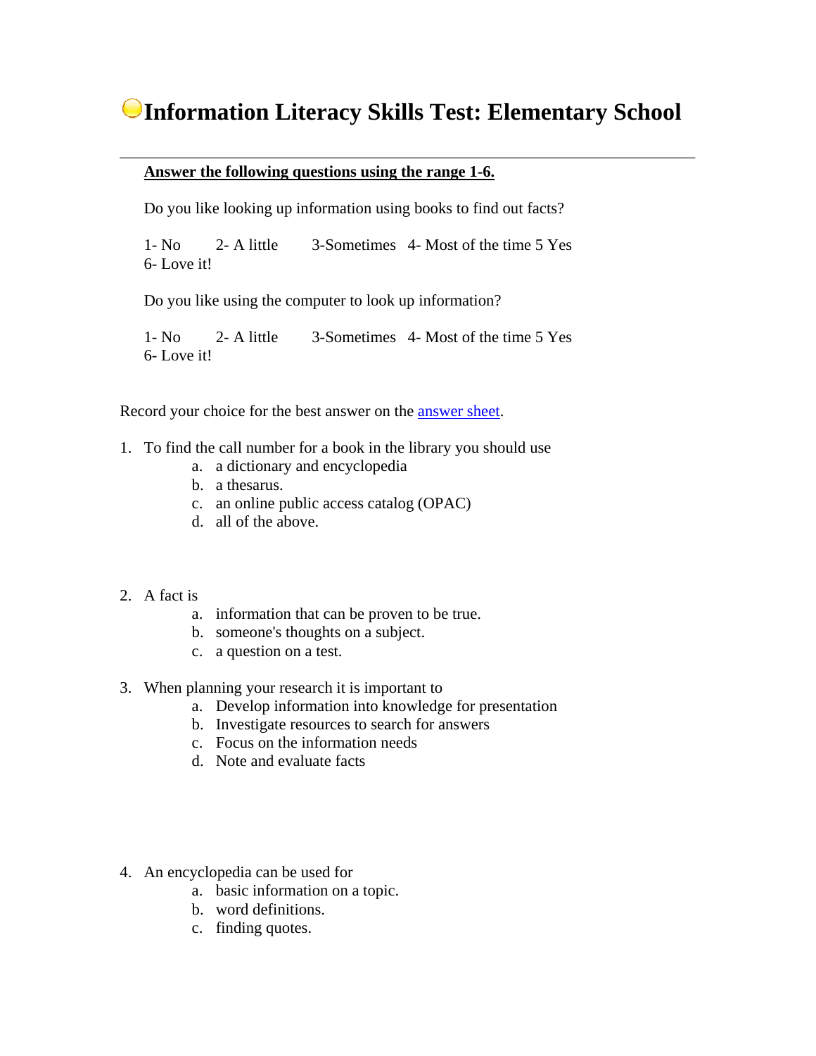# Information Literacy Skills Test: Elementary School

---

**Answer the following questions using the range 1-6.**

Do you like looking up information using books to find out facts?

1- No  2- A little  3-Sometimes  4- Most of the time 5 Yes
6- Love it!

Do you like using the computer to look up information?

1- No  2- A little  3-Sometimes  4- Most of the time 5 Yes
6- Love it!

Record your choice for the best answer on the answer sheet.

1. To find the call number for a book in the library you should use
   a. a dictionary and encyclopedia
   b. a thesarus.
   c. an online public access catalog (OPAC)
   d. all of the above.

2. A fact is
   a. information that can be proven to be true.
   b. someone's thoughts on a subject.
   c. a question on a test.

3. When planning your research it is important to
   a. Develop information into knowledge for presentation
   b. Investigate resources to search for answers
   c. Focus on the information needs
   d. Note and evaluate facts

4. An encyclopedia can be used for
   a. basic information on a topic.
   b. word definitions.
   c. finding quotes.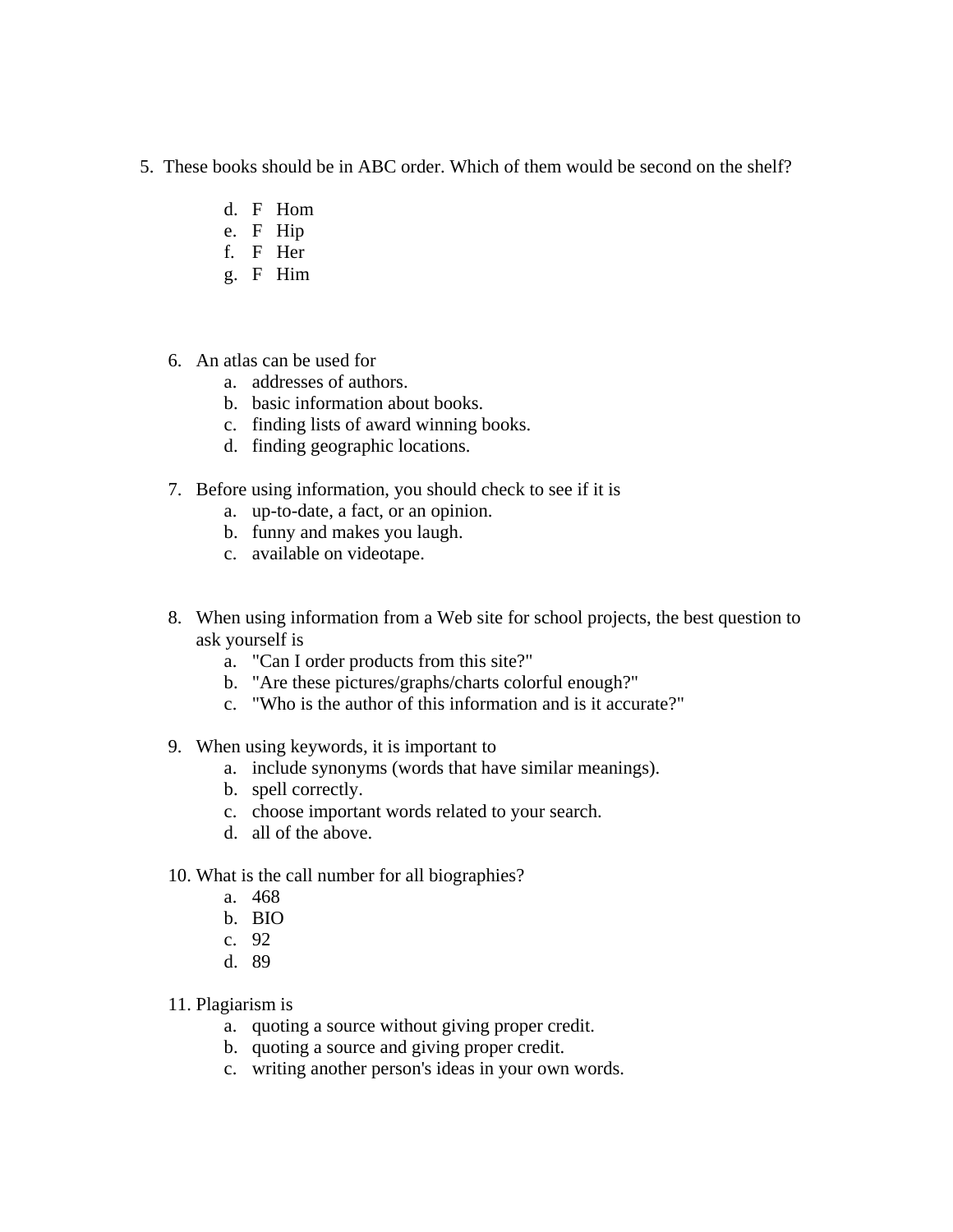5. These books should be in ABC order. Which of them would be second on the shelf?

   d. F Hom
   e. F Hip
   f. F Her
   g. F Him

6. An atlas can be used for
   a. addresses of authors.
   b. basic information about books.
   c. finding lists of award winning books.
   d. finding geographic locations.

7. Before using information, you should check to see if it is
   a. up-to-date, a fact, or an opinion.
   b. funny and makes you laugh.
   c. available on videotape.

8. When using information from a Web site for school projects, the best question to ask yourself is
   a. "Can I order products from this site?"
   b. "Are these pictures/graphs/charts colorful enough?"
   c. "Who is the author of this information and is it accurate?"

9. When using keywords, it is important to
   a. include synonyms (words that have similar meanings).
   b. spell correctly.
   c. choose important words related to your search.
   d. all of the above.

10. What is the call number for all biographies?
    a. 468
    b. BIO
    c. 92
    d. 89

11. Plagiarism is
    a. quoting a source without giving proper credit.
    b. quoting a source and giving proper credit.
    c. writing another person's ideas in your own words.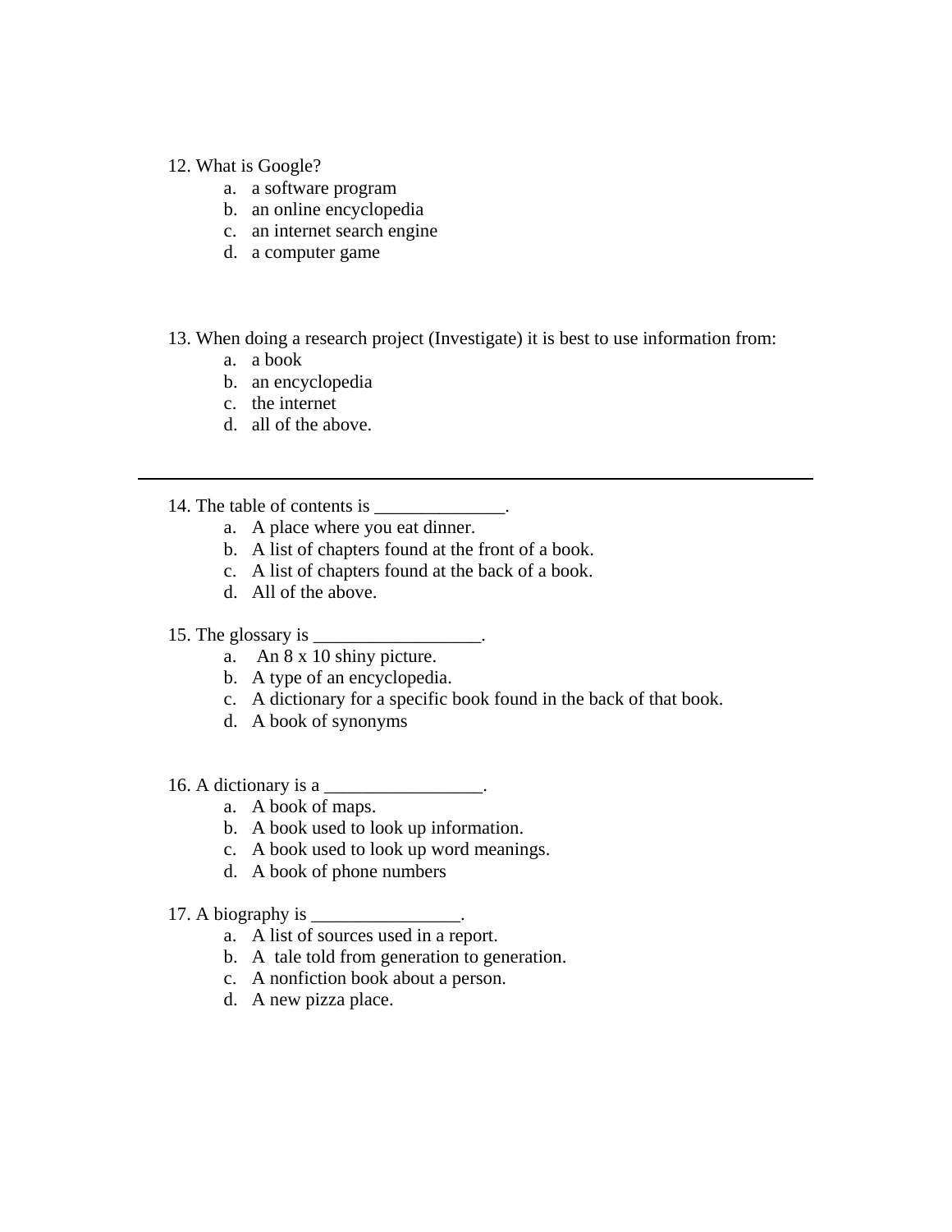12. What is Google?
    a. a software program
    b. an online encyclopedia
    c. an internet search engine
    d. a computer game

13. When doing a research project (Investigate) it is best to use information from:
    a. a book
    b. an encyclopedia
    c. the internet
    d. all of the above.

---

14. The table of contents is ______________.
    a. A place where you eat dinner.
    b. A list of chapters found at the front of a book.
    c. A list of chapters found at the back of a book.
    d. All of the above.

15. The glossary is __________________.
    a. An 8 x 10 shiny picture.
    b. A type of an encyclopedia.
    c. A dictionary for a specific book found in the back of that book.
    d. A book of synonyms

16. A dictionary is a _________________.
    a. A book of maps.
    b. A book used to look up information.
    c. A book used to look up word meanings.
    d. A book of phone numbers

17. A biography is ________________.
    a. A list of sources used in a report.
    b. A tale told from generation to generation.
    c. A nonfiction book about a person.
    d. A new pizza place.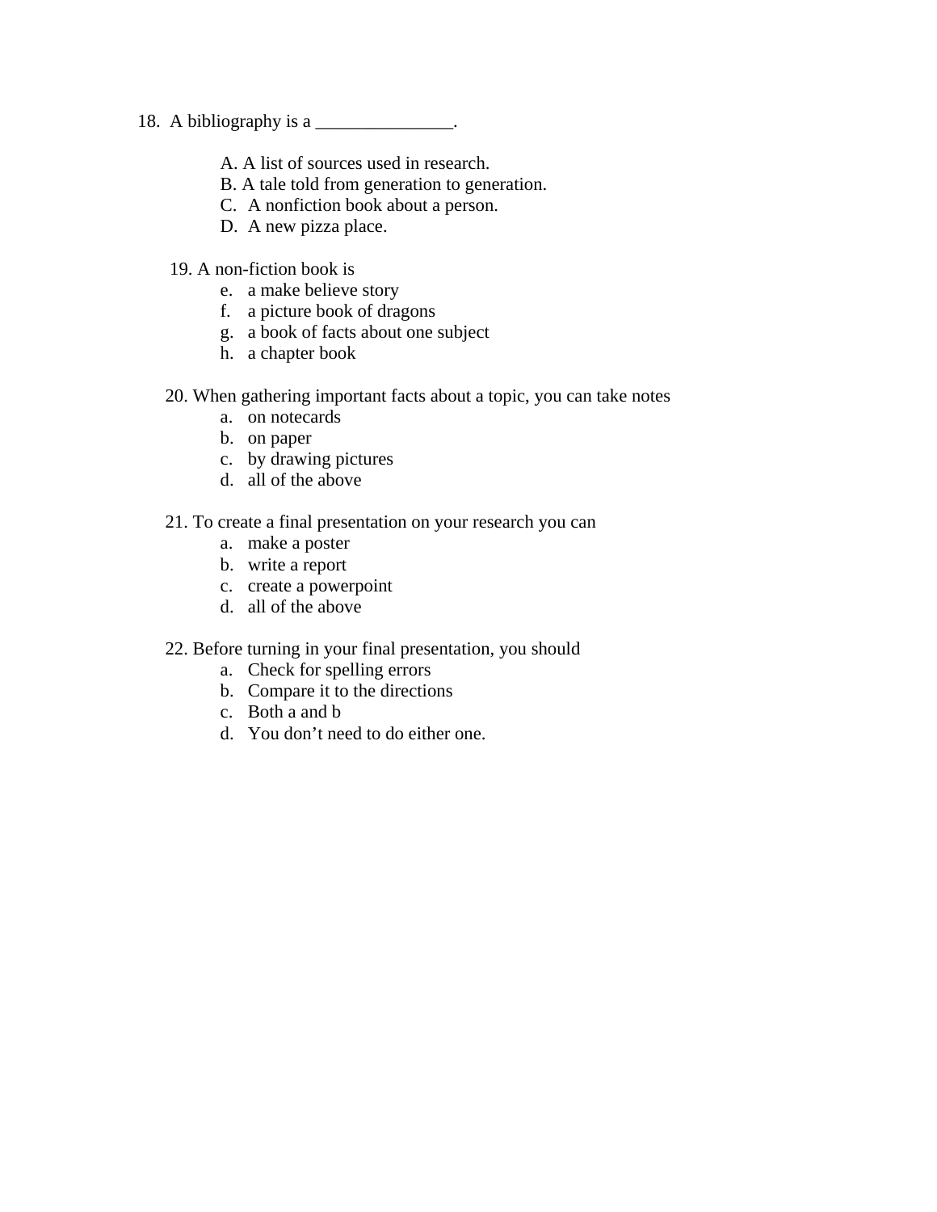18. A bibliography is a _______________.

    A. A list of sources used in research.
    B. A tale told from generation to generation.
    C. A nonfiction book about a person.
    D. A new pizza place.

19. A non-fiction book is
    e. a make believe story
    f. a picture book of dragons
    g. a book of facts about one subject
    h. a chapter book

20. When gathering important facts about a topic, you can take notes
    a. on notecards
    b. on paper
    c. by drawing pictures
    d. all of the above

21. To create a final presentation on your research you can
    a. make a poster
    b. write a report
    c. create a powerpoint
    d. all of the above

22. Before turning in your final presentation, you should
    a. Check for spelling errors
    b. Compare it to the directions
    c. Both a and b
    d. You don't need to do either one.